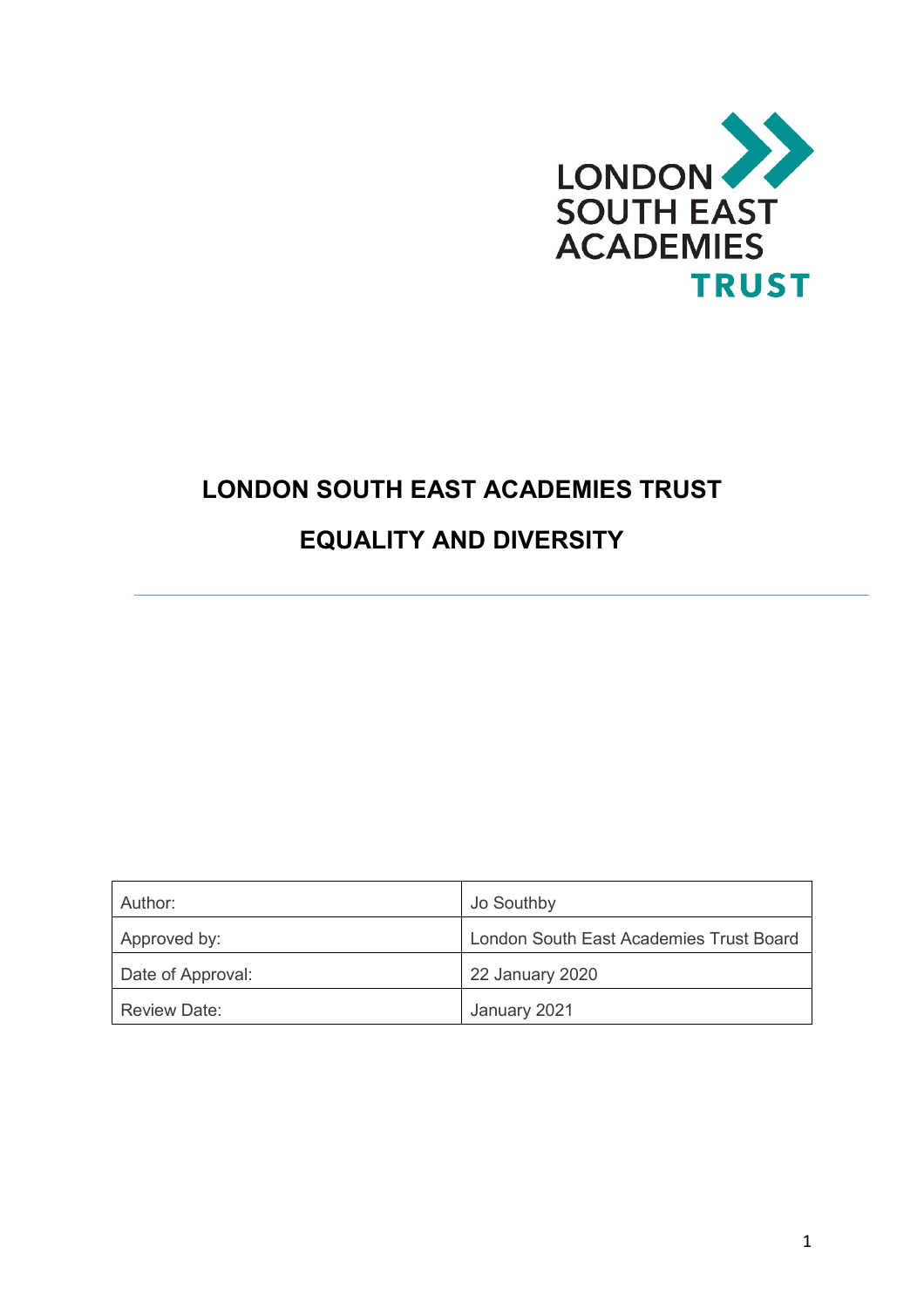# LONDON SOUTH EAST ACADEMIES TRUST

## EQUALITY AND DIVERSITY

| Author: | Jo Southby |
|---|---|
| Approved by: | London South East Academies Trust Board |
| Date of Approval: | 22 January 2020 |
| Review Date: | January 2021 |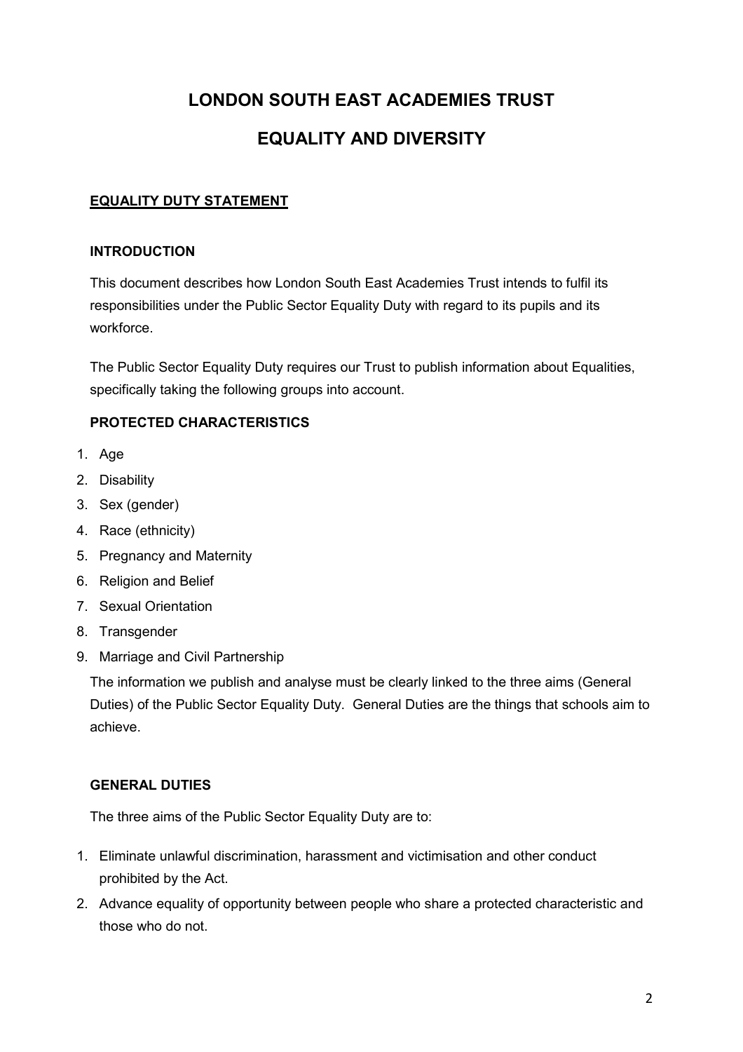# LONDON SOUTH EAST ACADEMIES TRUST

# EQUALITY AND DIVERSITY

## EQUALITY DUTY STATEMENT

### INTRODUCTION

This document describes how London South East Academies Trust intends to fulfil its responsibilities under the Public Sector Equality Duty with regard to its pupils and its workforce.

The Public Sector Equality Duty requires our Trust to publish information about Equalities, specifically taking the following groups into account.

### PROTECTED CHARACTERISTICS

1. Age
2. Disability
3. Sex (gender)
4. Race (ethnicity)
5. Pregnancy and Maternity
6. Religion and Belief
7. Sexual Orientation
8. Transgender
9. Marriage and Civil Partnership

The information we publish and analyse must be clearly linked to the three aims (General Duties) of the Public Sector Equality Duty. General Duties are the things that schools aim to achieve.

### GENERAL DUTIES

The three aims of the Public Sector Equality Duty are to:

1. Eliminate unlawful discrimination, harassment and victimisation and other conduct prohibited by the Act.
2. Advance equality of opportunity between people who share a protected characteristic and those who do not.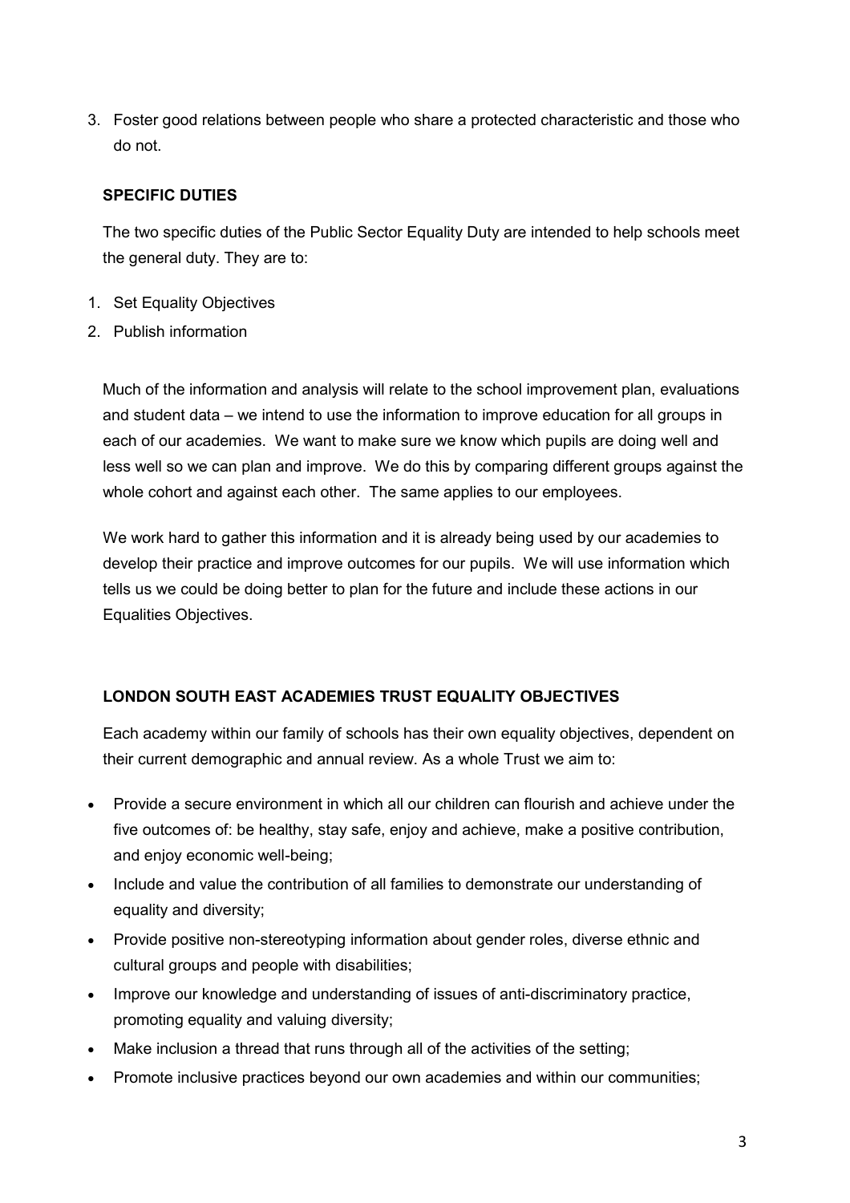3. Foster good relations between people who share a protected characteristic and those who do not.

**SPECIFIC DUTIES**

The two specific duties of the Public Sector Equality Duty are intended to help schools meet the general duty. They are to:

1. Set Equality Objectives
2. Publish information

Much of the information and analysis will relate to the school improvement plan, evaluations and student data – we intend to use the information to improve education for all groups in each of our academies. We want to make sure we know which pupils are doing well and less well so we can plan and improve. We do this by comparing different groups against the whole cohort and against each other. The same applies to our employees.

We work hard to gather this information and it is already being used by our academies to develop their practice and improve outcomes for our pupils. We will use information which tells us we could be doing better to plan for the future and include these actions in our Equalities Objectives.

**LONDON SOUTH EAST ACADEMIES TRUST EQUALITY OBJECTIVES**

Each academy within our family of schools has their own equality objectives, dependent on their current demographic and annual review. As a whole Trust we aim to:

- Provide a secure environment in which all our children can flourish and achieve under the five outcomes of: be healthy, stay safe, enjoy and achieve, make a positive contribution, and enjoy economic well-being;
- Include and value the contribution of all families to demonstrate our understanding of equality and diversity;
- Provide positive non-stereotyping information about gender roles, diverse ethnic and cultural groups and people with disabilities;
- Improve our knowledge and understanding of issues of anti-discriminatory practice, promoting equality and valuing diversity;
- Make inclusion a thread that runs through all of the activities of the setting;
- Promote inclusive practices beyond our own academies and within our communities;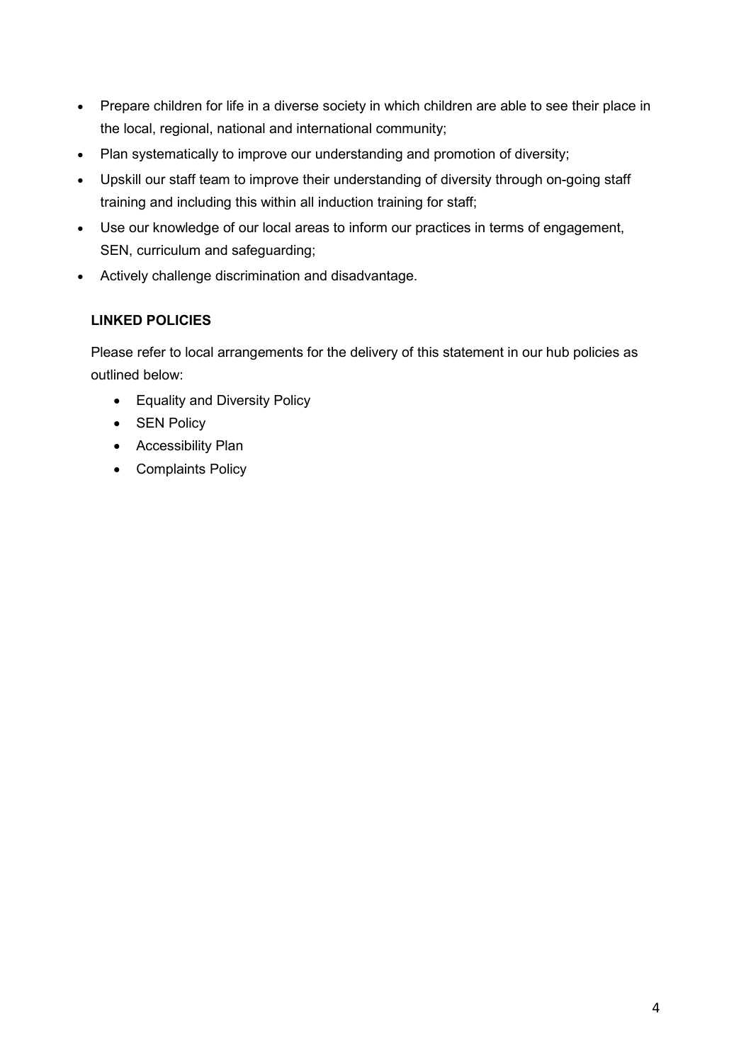- Prepare children for life in a diverse society in which children are able to see their place in the local, regional, national and international community;
- Plan systematically to improve our understanding and promotion of diversity;
- Upskill our staff team to improve their understanding of diversity through on-going staff training and including this within all induction training for staff;
- Use our knowledge of our local areas to inform our practices in terms of engagement, SEN, curriculum and safeguarding;
- Actively challenge discrimination and disadvantage.

**LINKED POLICIES**

Please refer to local arrangements for the delivery of this statement in our hub policies as outlined below:

- Equality and Diversity Policy
- SEN Policy
- Accessibility Plan
- Complaints Policy